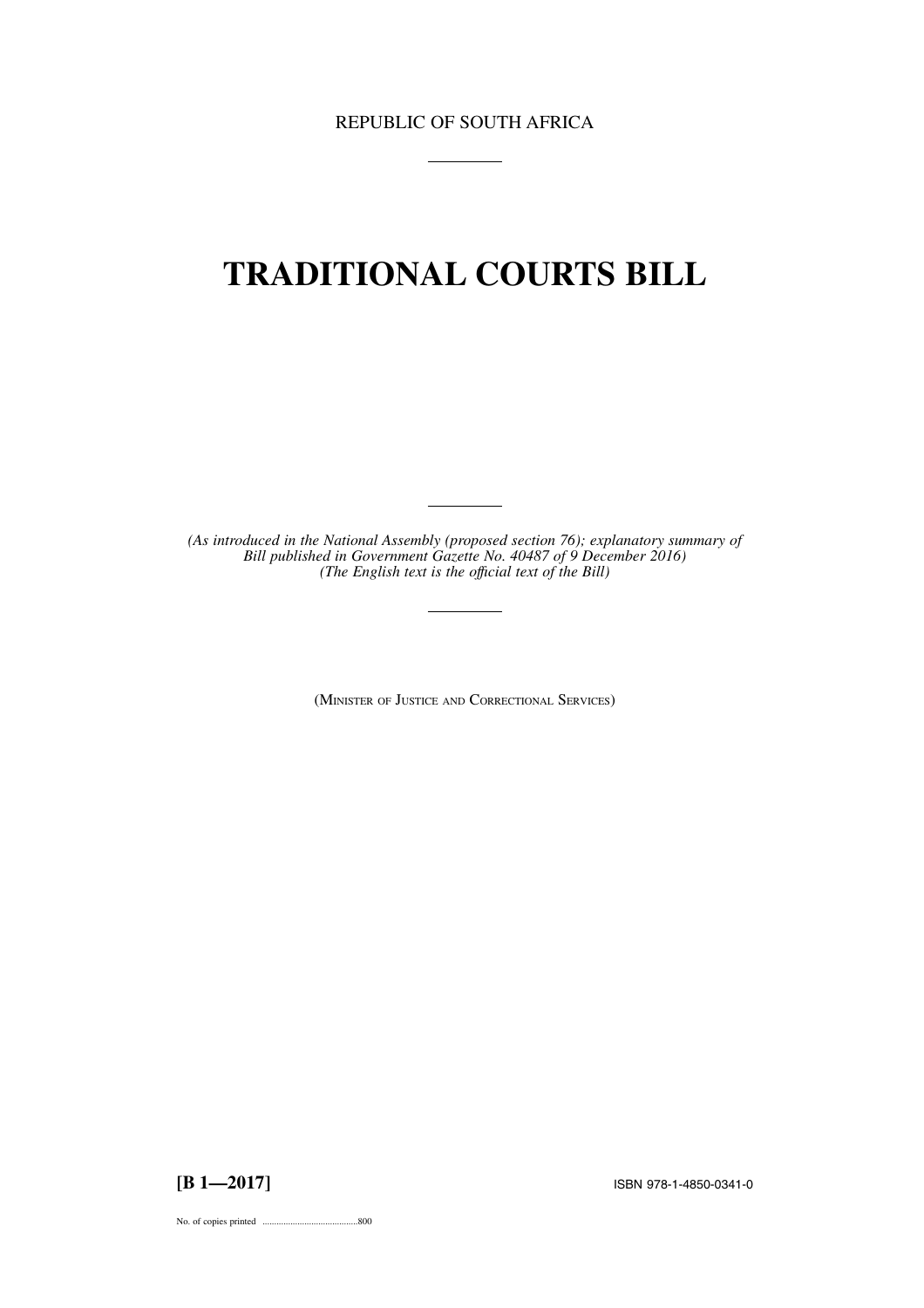REPUBLIC OF SOUTH AFRICA

---

# TRADITIONAL COURTS BILL

---

*(As introduced in the National Assembly (proposed section 76); explanatory summary of Bill published in Government Gazette No. 40487 of 9 December 2016)*
*(The English text is the official text of the Bill)*

---

(MINISTER OF JUSTICE AND CORRECTIONAL SERVICES)

**[B 1—2017]** ISBN 978-1-4850-0341-0

No. of copies printed .........................................800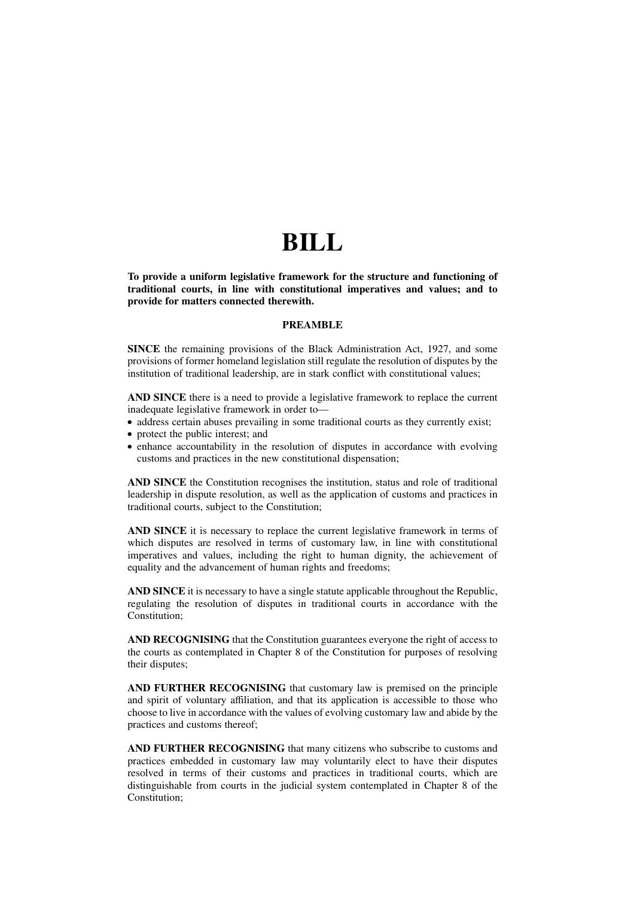# BILL

**To provide a uniform legislative framework for the structure and functioning of traditional courts, in line with constitutional imperatives and values; and to provide for matters connected therewith.**

## PREAMBLE

**SINCE** the remaining provisions of the Black Administration Act, 1927, and some provisions of former homeland legislation still regulate the resolution of disputes by the institution of traditional leadership, are in stark conflict with constitutional values;

**AND SINCE** there is a need to provide a legislative framework to replace the current inadequate legislative framework in order to—

- address certain abuses prevailing in some traditional courts as they currently exist;
- protect the public interest; and
- enhance accountability in the resolution of disputes in accordance with evolving customs and practices in the new constitutional dispensation;

**AND SINCE** the Constitution recognises the institution, status and role of traditional leadership in dispute resolution, as well as the application of customs and practices in traditional courts, subject to the Constitution;

**AND SINCE** it is necessary to replace the current legislative framework in terms of which disputes are resolved in terms of customary law, in line with constitutional imperatives and values, including the right to human dignity, the achievement of equality and the advancement of human rights and freedoms;

**AND SINCE** it is necessary to have a single statute applicable throughout the Republic, regulating the resolution of disputes in traditional courts in accordance with the Constitution;

**AND RECOGNISING** that the Constitution guarantees everyone the right of access to the courts as contemplated in Chapter 8 of the Constitution for purposes of resolving their disputes;

**AND FURTHER RECOGNISING** that customary law is premised on the principle and spirit of voluntary affiliation, and that its application is accessible to those who choose to live in accordance with the values of evolving customary law and abide by the practices and customs thereof;

**AND FURTHER RECOGNISING** that many citizens who subscribe to customs and practices embedded in customary law may voluntarily elect to have their disputes resolved in terms of their customs and practices in traditional courts, which are distinguishable from courts in the judicial system contemplated in Chapter 8 of the Constitution;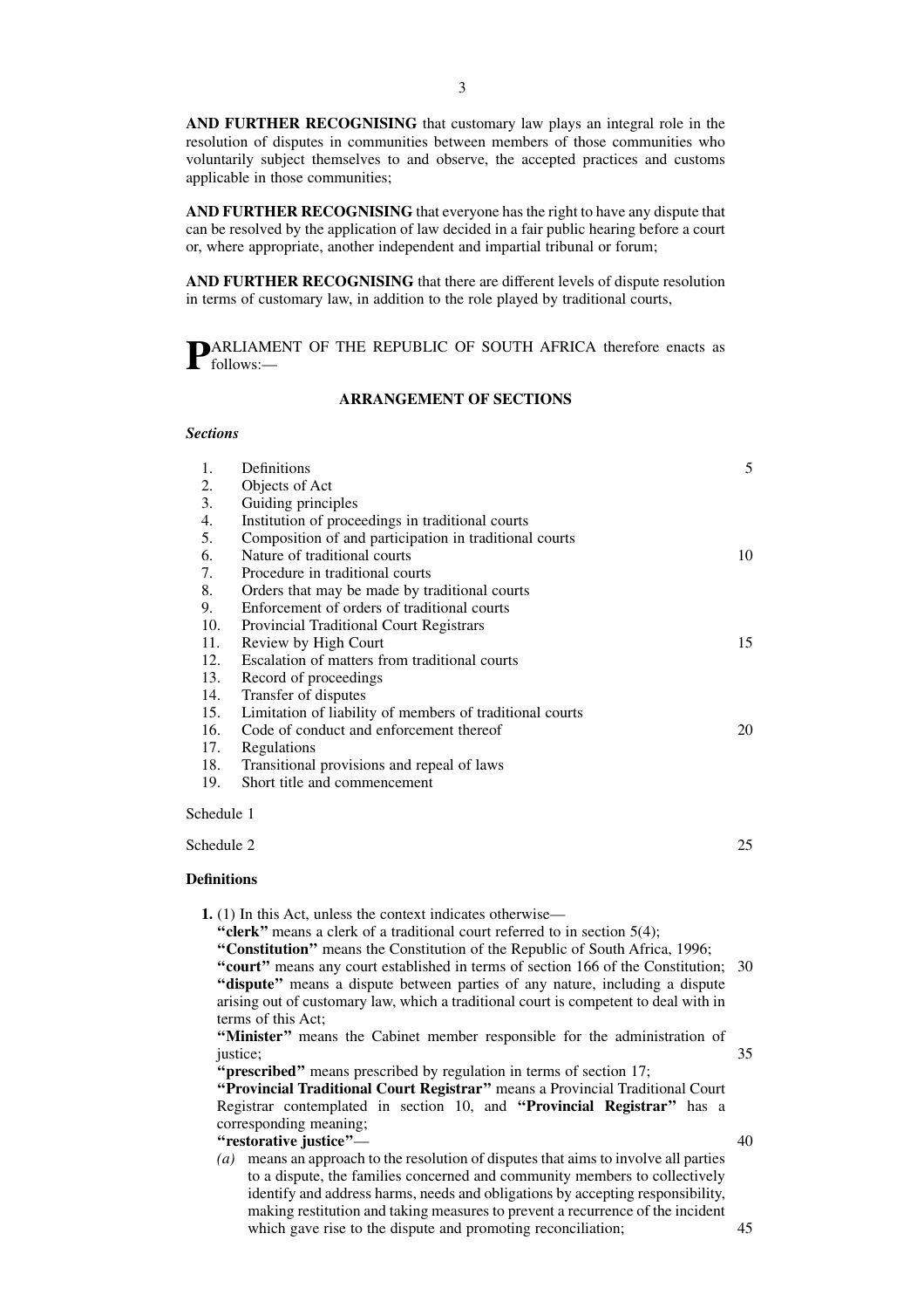**AND FURTHER RECOGNISING** that customary law plays an integral role in the resolution of disputes in communities between members of those communities who voluntarily subject themselves to and observe, the accepted practices and customs applicable in those communities;

**AND FURTHER RECOGNISING** that everyone has the right to have any dispute that can be resolved by the application of law decided in a fair public hearing before a court or, where appropriate, another independent and impartial tribunal or forum;

**AND FURTHER RECOGNISING** that there are different levels of dispute resolution in terms of customary law, in addition to the role played by traditional courts,

**P**ARLIAMENT OF THE REPUBLIC OF SOUTH AFRICA therefore enacts as follows:—

## ARRANGEMENT OF SECTIONS

***Sections***

1. Definitions
2. Objects of Act
3. Guiding principles
4. Institution of proceedings in traditional courts
5. Composition of and participation in traditional courts
6. Nature of traditional courts
7. Procedure in traditional courts
8. Orders that may be made by traditional courts
9. Enforcement of orders of traditional courts
10. Provincial Traditional Court Registrars
11. Review by High Court
12. Escalation of matters from traditional courts
13. Record of proceedings
14. Transfer of disputes
15. Limitation of liability of members of traditional courts
16. Code of conduct and enforcement thereof
17. Regulations
18. Transitional provisions and repeal of laws
19. Short title and commencement

Schedule 1

Schedule 2

**Definitions**

**1.** (1) In this Act, unless the context indicates otherwise—

**"clerk"** means a clerk of a traditional court referred to in section 5(4);

**"Constitution"** means the Constitution of the Republic of South Africa, 1996;

**"court"** means any court established in terms of section 166 of the Constitution;

**"dispute"** means a dispute between parties of any nature, including a dispute arising out of customary law, which a traditional court is competent to deal with in terms of this Act;

**"Minister"** means the Cabinet member responsible for the administration of justice;

**"prescribed"** means prescribed by regulation in terms of section 17;

**"Provincial Traditional Court Registrar"** means a Provincial Traditional Court Registrar contemplated in section 10, and **"Provincial Registrar"** has a corresponding meaning;

**"restorative justice"**—

*(a)* means an approach to the resolution of disputes that aims to involve all parties to a dispute, the families concerned and community members to collectively identify and address harms, needs and obligations by accepting responsibility, making restitution and taking measures to prevent a recurrence of the incident which gave rise to the dispute and promoting reconciliation;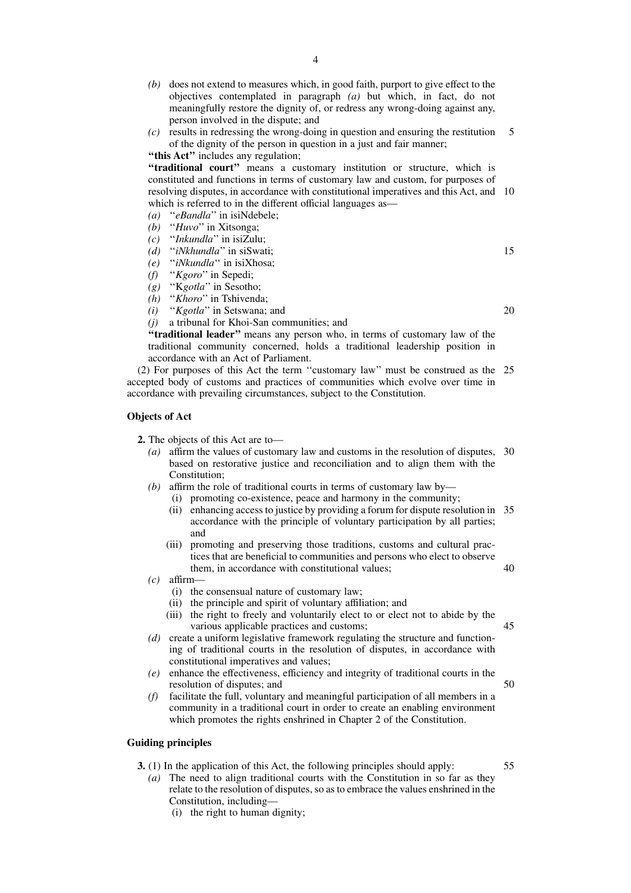*(b)* does not extend to measures which, in good faith, purport to give effect to the objectives contemplated in paragraph *(a)* but which, in fact, do not meaningfully restore the dignity of, or redress any wrong-doing against any, person involved in the dispute; and

*(c)* results in redressing the wrong-doing in question and ensuring the restitution of the dignity of the person in question in a just and fair manner;

**''this Act''** includes any regulation;

**''traditional court''** means a customary institution or structure, which is constituted and functions in terms of customary law and custom, for purposes of resolving disputes, in accordance with constitutional imperatives and this Act, and which is referred to in the different official languages as—

*(a)* ''*eBandla*'' in isiNdebele;
*(b)* ''*Huvo*'' in Xitsonga;
*(c)* ''*Inkundla*'' in isiZulu;
*(d)* ''*iNkhundla*'' in siSwati;
*(e)* ''*iNkundla*'' in isiXhosa;
*(f)* ''*Kgoro*'' in Sepedi;
*(g)* ''K*gotla*'' in Sesotho;
*(h)* ''*Khoro*'' in Tshivenda;
*(i)* ''*Kgotla*'' in Setswana; and
*(j)* a tribunal for Khoi-San communities; and

**''traditional leader''** means any person who, in terms of customary law of the traditional community concerned, holds a traditional leadership position in accordance with an Act of Parliament.

(2) For purposes of this Act the term ''customary law'' must be construed as the accepted body of customs and practices of communities which evolve over time in accordance with prevailing circumstances, subject to the Constitution.

**Objects of Act**

**2.** The objects of this Act are to—

*(a)* affirm the values of customary law and customs in the resolution of disputes, based on restorative justice and reconciliation and to align them with the Constitution;

*(b)* affirm the role of traditional courts in terms of customary law by—
  (i) promoting co-existence, peace and harmony in the community;
  (ii) enhancing access to justice by providing a forum for dispute resolution in accordance with the principle of voluntary participation by all parties; and
  (iii) promoting and preserving those traditions, customs and cultural practices that are beneficial to communities and persons who elect to observe them, in accordance with constitutional values;

*(c)* affirm—
  (i) the consensual nature of customary law;
  (ii) the principle and spirit of voluntary affiliation; and
  (iii) the right to freely and voluntarily elect to or elect not to abide by the various applicable practices and customs;

*(d)* create a uniform legislative framework regulating the structure and functioning of traditional courts in the resolution of disputes, in accordance with constitutional imperatives and values;

*(e)* enhance the effectiveness, efficiency and integrity of traditional courts in the resolution of disputes; and

*(f)* facilitate the full, voluntary and meaningful participation of all members in a community in a traditional court in order to create an enabling environment which promotes the rights enshrined in Chapter 2 of the Constitution.

**Guiding principles**

**3.** (1) In the application of this Act, the following principles should apply:

*(a)* The need to align traditional courts with the Constitution in so far as they relate to the resolution of disputes, so as to embrace the values enshrined in the Constitution, including—
  (i) the right to human dignity;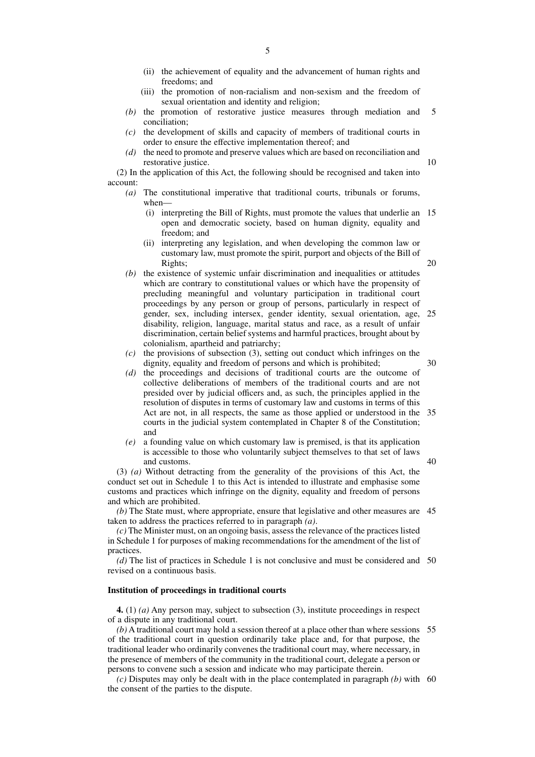(ii) the achievement of equality and the advancement of human rights and freedoms; and

(iii) the promotion of non-racialism and non-sexism and the freedom of sexual orientation and identity and religion;

*(b)* the promotion of restorative justice measures through mediation and conciliation;

*(c)* the development of skills and capacity of members of traditional courts in order to ensure the effective implementation thereof; and

*(d)* the need to promote and preserve values which are based on reconciliation and restorative justice.

(2) In the application of this Act, the following should be recognised and taken into account:

*(a)* The constitutional imperative that traditional courts, tribunals or forums, when—

(i) interpreting the Bill of Rights, must promote the values that underlie an open and democratic society, based on human dignity, equality and freedom; and

(ii) interpreting any legislation, and when developing the common law or customary law, must promote the spirit, purport and objects of the Bill of Rights;

*(b)* the existence of systemic unfair discrimination and inequalities or attitudes which are contrary to constitutional values or which have the propensity of precluding meaningful and voluntary participation in traditional court proceedings by any person or group of persons, particularly in respect of gender, sex, including intersex, gender identity, sexual orientation, age, disability, religion, language, marital status and race, as a result of unfair discrimination, certain belief systems and harmful practices, brought about by colonialism, apartheid and patriarchy;

*(c)* the provisions of subsection (3), setting out conduct which infringes on the dignity, equality and freedom of persons and which is prohibited;

*(d)* the proceedings and decisions of traditional courts are the outcome of collective deliberations of members of the traditional courts and are not presided over by judicial officers and, as such, the principles applied in the resolution of disputes in terms of customary law and customs in terms of this Act are not, in all respects, the same as those applied or understood in the courts in the judicial system contemplated in Chapter 8 of the Constitution; and

*(e)* a founding value on which customary law is premised, is that its application is accessible to those who voluntarily subject themselves to that set of laws and customs.

(3) *(a)* Without detracting from the generality of the provisions of this Act, the conduct set out in Schedule 1 to this Act is intended to illustrate and emphasise some customs and practices which infringe on the dignity, equality and freedom of persons and which are prohibited.

*(b)* The State must, where appropriate, ensure that legislative and other measures are taken to address the practices referred to in paragraph *(a)*.

*(c)* The Minister must, on an ongoing basis, assess the relevance of the practices listed in Schedule 1 for purposes of making recommendations for the amendment of the list of practices.

*(d)* The list of practices in Schedule 1 is not conclusive and must be considered and revised on a continuous basis.

**Institution of proceedings in traditional courts**

**4.** (1) *(a)* Any person may, subject to subsection (3), institute proceedings in respect of a dispute in any traditional court.

*(b)* A traditional court may hold a session thereof at a place other than where sessions of the traditional court in question ordinarily take place and, for that purpose, the traditional leader who ordinarily convenes the traditional court may, where necessary, in the presence of members of the community in the traditional court, delegate a person or persons to convene such a session and indicate who may participate therein.

*(c)* Disputes may only be dealt with in the place contemplated in paragraph *(b)* with the consent of the parties to the dispute.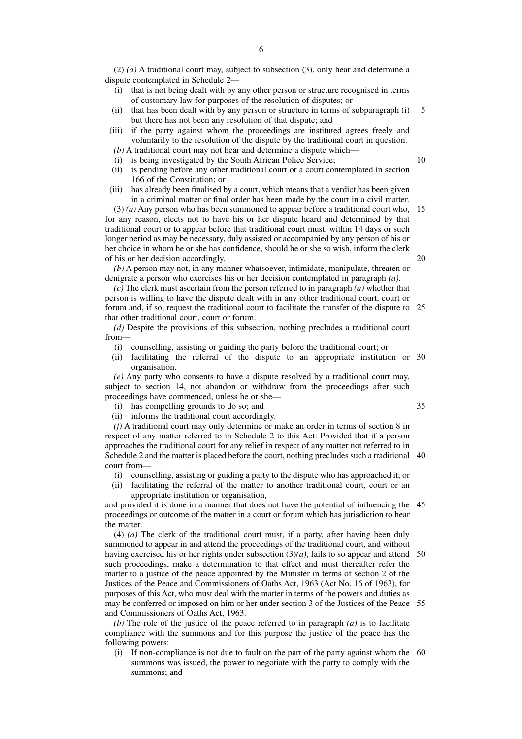(2) *(a)* A traditional court may, subject to subsection (3), only hear and determine a dispute contemplated in Schedule 2—

- (i) that is not being dealt with by any other person or structure recognised in terms of customary law for purposes of the resolution of disputes; or
- (ii) that has been dealt with by any person or structure in terms of subparagraph (i) but there has not been any resolution of that dispute; and
- (iii) if the party against whom the proceedings are instituted agrees freely and voluntarily to the resolution of the dispute by the traditional court in question.

*(b)* A traditional court may not hear and determine a dispute which—

- (i) is being investigated by the South African Police Service;
- (ii) is pending before any other traditional court or a court contemplated in section 166 of the Constitution; or
- (iii) has already been finalised by a court, which means that a verdict has been given in a criminal matter or final order has been made by the court in a civil matter.

(3) *(a)* Any person who has been summoned to appear before a traditional court who, for any reason, elects not to have his or her dispute heard and determined by that traditional court or to appear before that traditional court must, within 14 days or such longer period as may be necessary, duly assisted or accompanied by any person of his or her choice in whom he or she has confidence, should he or she so wish, inform the clerk of his or her decision accordingly.

*(b)* A person may not, in any manner whatsoever, intimidate, manipulate, threaten or denigrate a person who exercises his or her decision contemplated in paragraph *(a)*.

*(c)* The clerk must ascertain from the person referred to in paragraph *(a)* whether that person is willing to have the dispute dealt with in any other traditional court, court or forum and, if so, request the traditional court to facilitate the transfer of the dispute to that other traditional court, court or forum.

*(d)* Despite the provisions of this subsection, nothing precludes a traditional court from—

- (i) counselling, assisting or guiding the party before the traditional court; or
- (ii) facilitating the referral of the dispute to an appropriate institution or organisation.

*(e)* Any party who consents to have a dispute resolved by a traditional court may, subject to section 14, not abandon or withdraw from the proceedings after such proceedings have commenced, unless he or she—

- (i) has compelling grounds to do so; and
- (ii) informs the traditional court accordingly.

*(f)* A traditional court may only determine or make an order in terms of section 8 in respect of any matter referred to in Schedule 2 to this Act: Provided that if a person approaches the traditional court for any relief in respect of any matter not referred to in Schedule 2 and the matter is placed before the court, nothing precludes such a traditional court from—

- (i) counselling, assisting or guiding a party to the dispute who has approached it; or
- (ii) facilitating the referral of the matter to another traditional court, court or an appropriate institution or organisation,

and provided it is done in a manner that does not have the potential of influencing the proceedings or outcome of the matter in a court or forum which has jurisdiction to hear the matter.

(4) *(a)* The clerk of the traditional court must, if a party, after having been duly summoned to appear in and attend the proceedings of the traditional court, and without having exercised his or her rights under subsection (3)*(a)*, fails to so appear and attend such proceedings, make a determination to that effect and must thereafter refer the matter to a justice of the peace appointed by the Minister in terms of section 2 of the Justices of the Peace and Commissioners of Oaths Act, 1963 (Act No. 16 of 1963), for purposes of this Act, who must deal with the matter in terms of the powers and duties as may be conferred or imposed on him or her under section 3 of the Justices of the Peace and Commissioners of Oaths Act, 1963.

*(b)* The role of the justice of the peace referred to in paragraph *(a)* is to facilitate compliance with the summons and for this purpose the justice of the peace has the following powers:

- (i) If non-compliance is not due to fault on the part of the party against whom the summons was issued, the power to negotiate with the party to comply with the summons; and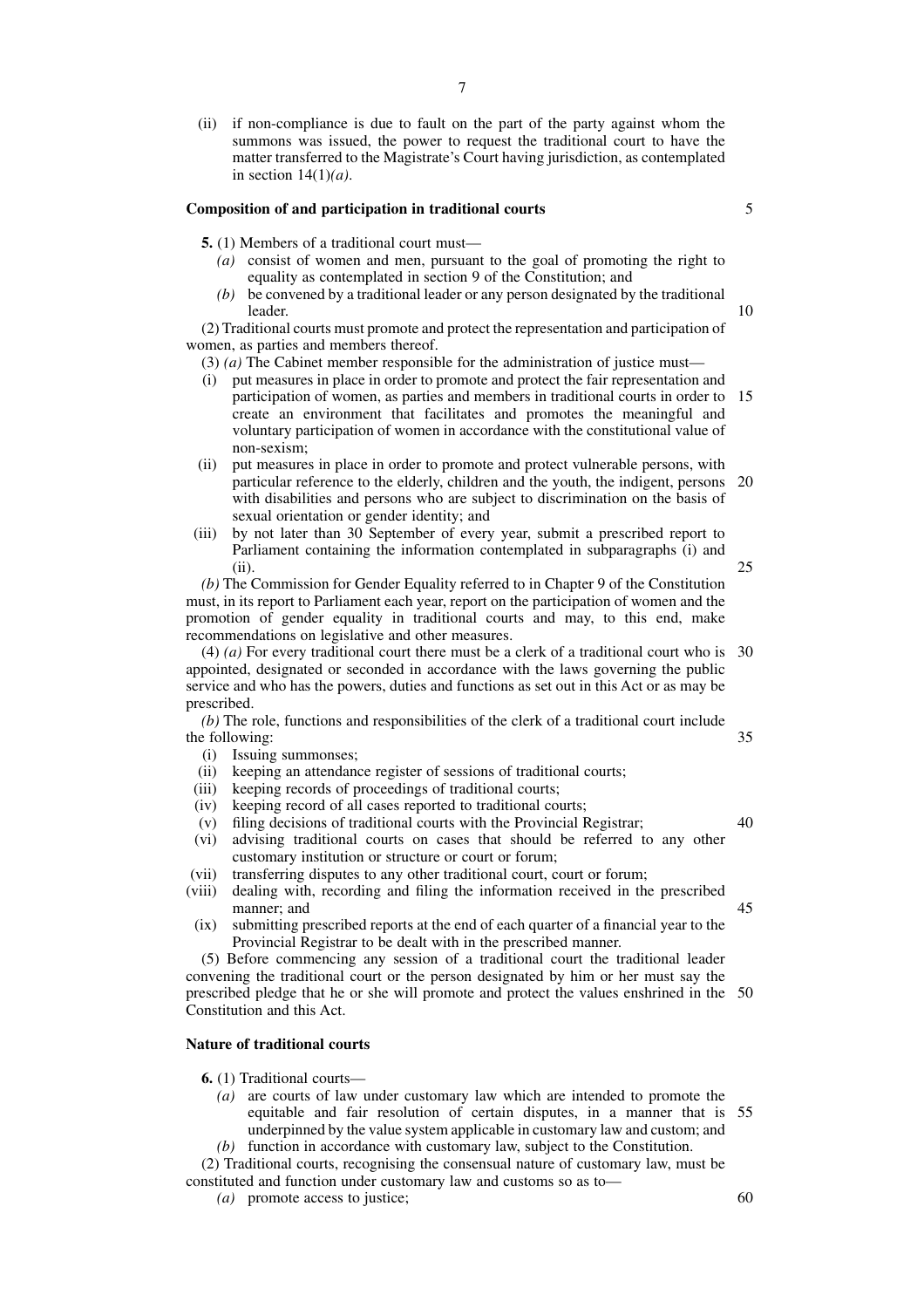(ii) if non-compliance is due to fault on the part of the party against whom the summons was issued, the power to request the traditional court to have the matter transferred to the Magistrate's Court having jurisdiction, as contemplated in section 14(1)*(a)*.

**Composition of and participation in traditional courts**

**5.** (1) Members of a traditional court must—

*(a)* consist of women and men, pursuant to the goal of promoting the right to equality as contemplated in section 9 of the Constitution; and

*(b)* be convened by a traditional leader or any person designated by the traditional leader.

(2) Traditional courts must promote and protect the representation and participation of women, as parties and members thereof.

(3) *(a)* The Cabinet member responsible for the administration of justice must—

(i) put measures in place in order to promote and protect the fair representation and participation of women, as parties and members in traditional courts in order to create an environment that facilitates and promotes the meaningful and voluntary participation of women in accordance with the constitutional value of non-sexism;

(ii) put measures in place in order to promote and protect vulnerable persons, with particular reference to the elderly, children and the youth, the indigent, persons with disabilities and persons who are subject to discrimination on the basis of sexual orientation or gender identity; and

(iii) by not later than 30 September of every year, submit a prescribed report to Parliament containing the information contemplated in subparagraphs (i) and (ii).

*(b)* The Commission for Gender Equality referred to in Chapter 9 of the Constitution must, in its report to Parliament each year, report on the participation of women and the promotion of gender equality in traditional courts and may, to this end, make recommendations on legislative and other measures.

(4) *(a)* For every traditional court there must be a clerk of a traditional court who is appointed, designated or seconded in accordance with the laws governing the public service and who has the powers, duties and functions as set out in this Act or as may be prescribed.

*(b)* The role, functions and responsibilities of the clerk of a traditional court include the following:

(i) Issuing summonses;

(ii) keeping an attendance register of sessions of traditional courts;

(iii) keeping records of proceedings of traditional courts;

(iv) keeping record of all cases reported to traditional courts;

(v) filing decisions of traditional courts with the Provincial Registrar;

(vi) advising traditional courts on cases that should be referred to any other customary institution or structure or court or forum;

(vii) transferring disputes to any other traditional court, court or forum;

(viii) dealing with, recording and filing the information received in the prescribed manner; and

(ix) submitting prescribed reports at the end of each quarter of a financial year to the Provincial Registrar to be dealt with in the prescribed manner.

(5) Before commencing any session of a traditional court the traditional leader convening the traditional court or the person designated by him or her must say the prescribed pledge that he or she will promote and protect the values enshrined in the Constitution and this Act.

**Nature of traditional courts**

**6.** (1) Traditional courts—

*(a)* are courts of law under customary law which are intended to promote the equitable and fair resolution of certain disputes, in a manner that is underpinned by the value system applicable in customary law and custom; and

*(b)* function in accordance with customary law, subject to the Constitution.

(2) Traditional courts, recognising the consensual nature of customary law, must be constituted and function under customary law and customs so as to—

*(a)* promote access to justice;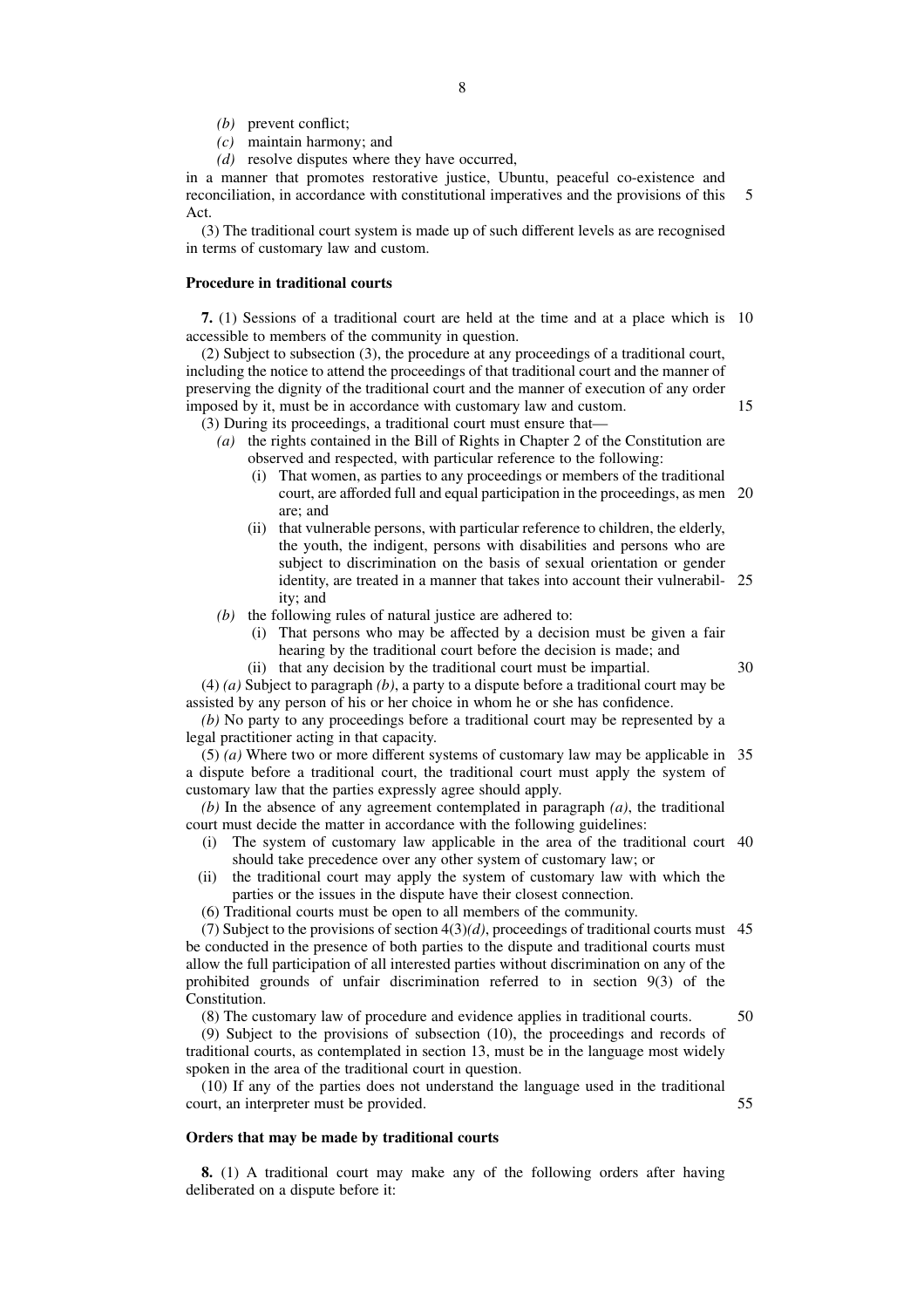*(b)* prevent conflict;

*(c)* maintain harmony; and

*(d)* resolve disputes where they have occurred,

in a manner that promotes restorative justice, Ubuntu, peaceful co-existence and reconciliation, in accordance with constitutional imperatives and the provisions of this Act.

(3) The traditional court system is made up of such different levels as are recognised in terms of customary law and custom.

**Procedure in traditional courts**

**7.** (1) Sessions of a traditional court are held at the time and at a place which is accessible to members of the community in question.

(2) Subject to subsection (3), the procedure at any proceedings of a traditional court, including the notice to attend the proceedings of that traditional court and the manner of preserving the dignity of the traditional court and the manner of execution of any order imposed by it, must be in accordance with customary law and custom.

(3) During its proceedings, a traditional court must ensure that—

*(a)* the rights contained in the Bill of Rights in Chapter 2 of the Constitution are observed and respected, with particular reference to the following:

(i) That women, as parties to any proceedings or members of the traditional court, are afforded full and equal participation in the proceedings, as men are; and

(ii) that vulnerable persons, with particular reference to children, the elderly, the youth, the indigent, persons with disabilities and persons who are subject to discrimination on the basis of sexual orientation or gender identity, are treated in a manner that takes into account their vulnerability; and

*(b)* the following rules of natural justice are adhered to:

(i) That persons who may be affected by a decision must be given a fair hearing by the traditional court before the decision is made; and

(ii) that any decision by the traditional court must be impartial.

(4) *(a)* Subject to paragraph *(b)*, a party to a dispute before a traditional court may be assisted by any person of his or her choice in whom he or she has confidence.

*(b)* No party to any proceedings before a traditional court may be represented by a legal practitioner acting in that capacity.

(5) *(a)* Where two or more different systems of customary law may be applicable in a dispute before a traditional court, the traditional court must apply the system of customary law that the parties expressly agree should apply.

*(b)* In the absence of any agreement contemplated in paragraph *(a)*, the traditional court must decide the matter in accordance with the following guidelines:

(i) The system of customary law applicable in the area of the traditional court should take precedence over any other system of customary law; or

(ii) the traditional court may apply the system of customary law with which the parties or the issues in the dispute have their closest connection.

(6) Traditional courts must be open to all members of the community.

(7) Subject to the provisions of section 4(3)*(d)*, proceedings of traditional courts must be conducted in the presence of both parties to the dispute and traditional courts must allow the full participation of all interested parties without discrimination on any of the prohibited grounds of unfair discrimination referred to in section 9(3) of the Constitution.

(8) The customary law of procedure and evidence applies in traditional courts.

(9) Subject to the provisions of subsection (10), the proceedings and records of traditional courts, as contemplated in section 13, must be in the language most widely spoken in the area of the traditional court in question.

(10) If any of the parties does not understand the language used in the traditional court, an interpreter must be provided.

**Orders that may be made by traditional courts**

**8.** (1) A traditional court may make any of the following orders after having deliberated on a dispute before it: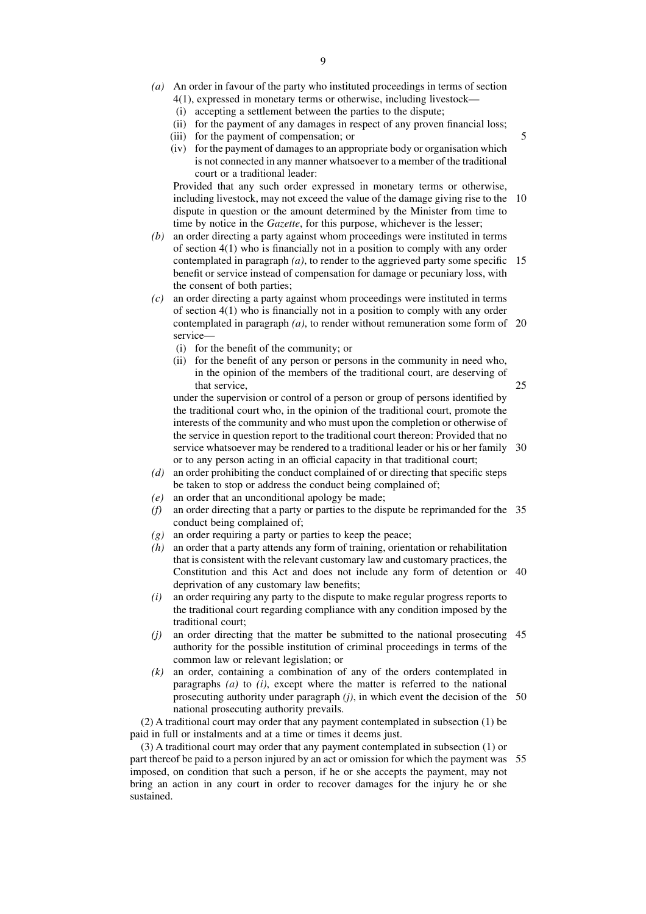*(a)* An order in favour of the party who instituted proceedings in terms of section 4(1), expressed in monetary terms or otherwise, including livestock—

(i) accepting a settlement between the parties to the dispute;

(ii) for the payment of any damages in respect of any proven financial loss;

(iii) for the payment of compensation; or

(iv) for the payment of damages to an appropriate body or organisation which is not connected in any manner whatsoever to a member of the traditional court or a traditional leader:

Provided that any such order expressed in monetary terms or otherwise, including livestock, may not exceed the value of the damage giving rise to the dispute in question or the amount determined by the Minister from time to time by notice in the *Gazette*, for this purpose, whichever is the lesser;

*(b)* an order directing a party against whom proceedings were instituted in terms of section 4(1) who is financially not in a position to comply with any order contemplated in paragraph *(a)*, to render to the aggrieved party some specific benefit or service instead of compensation for damage or pecuniary loss, with the consent of both parties;

*(c)* an order directing a party against whom proceedings were instituted in terms of section 4(1) who is financially not in a position to comply with any order contemplated in paragraph *(a)*, to render without remuneration some form of service—

(i) for the benefit of the community; or

(ii) for the benefit of any person or persons in the community in need who, in the opinion of the members of the traditional court, are deserving of that service,

under the supervision or control of a person or group of persons identified by the traditional court who, in the opinion of the traditional court, promote the interests of the community and who must upon the completion or otherwise of the service in question report to the traditional court thereon: Provided that no service whatsoever may be rendered to a traditional leader or his or her family or to any person acting in an official capacity in that traditional court;

*(d)* an order prohibiting the conduct complained of or directing that specific steps be taken to stop or address the conduct being complained of;

*(e)* an order that an unconditional apology be made;

*(f)* an order directing that a party or parties to the dispute be reprimanded for the conduct being complained of;

*(g)* an order requiring a party or parties to keep the peace;

*(h)* an order that a party attends any form of training, orientation or rehabilitation that is consistent with the relevant customary law and customary practices, the Constitution and this Act and does not include any form of detention or deprivation of any customary law benefits;

*(i)* an order requiring any party to the dispute to make regular progress reports to the traditional court regarding compliance with any condition imposed by the traditional court;

*(j)* an order directing that the matter be submitted to the national prosecuting authority for the possible institution of criminal proceedings in terms of the common law or relevant legislation; or

*(k)* an order, containing a combination of any of the orders contemplated in paragraphs *(a)* to *(i)*, except where the matter is referred to the national prosecuting authority under paragraph *(j)*, in which event the decision of the national prosecuting authority prevails.

(2) A traditional court may order that any payment contemplated in subsection (1) be paid in full or instalments and at a time or times it deems just.

(3) A traditional court may order that any payment contemplated in subsection (1) or part thereof be paid to a person injured by an act or omission for which the payment was imposed, on condition that such a person, if he or she accepts the payment, may not bring an action in any court in order to recover damages for the injury he or she sustained.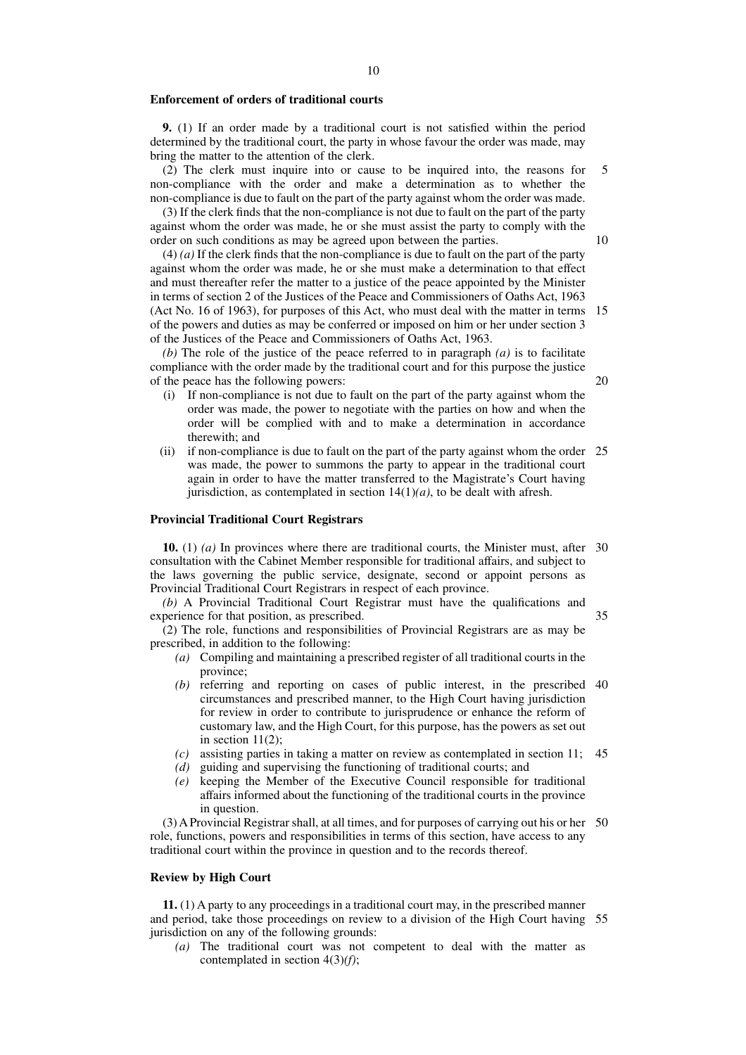**Enforcement of orders of traditional courts**

**9.** (1) If an order made by a traditional court is not satisfied within the period determined by the traditional court, the party in whose favour the order was made, may bring the matter to the attention of the clerk.

(2) The clerk must inquire into or cause to be inquired into, the reasons for non-compliance with the order and make a determination as to whether the non-compliance is due to fault on the part of the party against whom the order was made.

(3) If the clerk finds that the non-compliance is not due to fault on the part of the party against whom the order was made, he or she must assist the party to comply with the order on such conditions as may be agreed upon between the parties.

(4) *(a)* If the clerk finds that the non-compliance is due to fault on the part of the party against whom the order was made, he or she must make a determination to that effect and must thereafter refer the matter to a justice of the peace appointed by the Minister in terms of section 2 of the Justices of the Peace and Commissioners of Oaths Act, 1963 (Act No. 16 of 1963), for purposes of this Act, who must deal with the matter in terms of the powers and duties as may be conferred or imposed on him or her under section 3 of the Justices of the Peace and Commissioners of Oaths Act, 1963.

*(b)* The role of the justice of the peace referred to in paragraph *(a)* is to facilitate compliance with the order made by the traditional court and for this purpose the justice of the peace has the following powers:

(i) If non-compliance is not due to fault on the part of the party against whom the order was made, the power to negotiate with the parties on how and when the order will be complied with and to make a determination in accordance therewith; and

(ii) if non-compliance is due to fault on the part of the party against whom the order was made, the power to summons the party to appear in the traditional court again in order to have the matter transferred to the Magistrate's Court having jurisdiction, as contemplated in section 14(1)*(a)*, to be dealt with afresh.

**Provincial Traditional Court Registrars**

**10.** (1) *(a)* In provinces where there are traditional courts, the Minister must, after consultation with the Cabinet Member responsible for traditional affairs, and subject to the laws governing the public service, designate, second or appoint persons as Provincial Traditional Court Registrars in respect of each province.

*(b)* A Provincial Traditional Court Registrar must have the qualifications and experience for that position, as prescribed.

(2) The role, functions and responsibilities of Provincial Registrars are as may be prescribed, in addition to the following:

*(a)* Compiling and maintaining a prescribed register of all traditional courts in the province;

*(b)* referring and reporting on cases of public interest, in the prescribed circumstances and prescribed manner, to the High Court having jurisdiction for review in order to contribute to jurisprudence or enhance the reform of customary law, and the High Court, for this purpose, has the powers as set out in section 11(2);

*(c)* assisting parties in taking a matter on review as contemplated in section 11;

*(d)* guiding and supervising the functioning of traditional courts; and

*(e)* keeping the Member of the Executive Council responsible for traditional affairs informed about the functioning of the traditional courts in the province in question.

(3) A Provincial Registrar shall, at all times, and for purposes of carrying out his or her role, functions, powers and responsibilities in terms of this section, have access to any traditional court within the province in question and to the records thereof.

**Review by High Court**

**11.** (1) A party to any proceedings in a traditional court may, in the prescribed manner and period, take those proceedings on review to a division of the High Court having jurisdiction on any of the following grounds:

*(a)* The traditional court was not competent to deal with the matter as contemplated in section 4(3)*(f)*;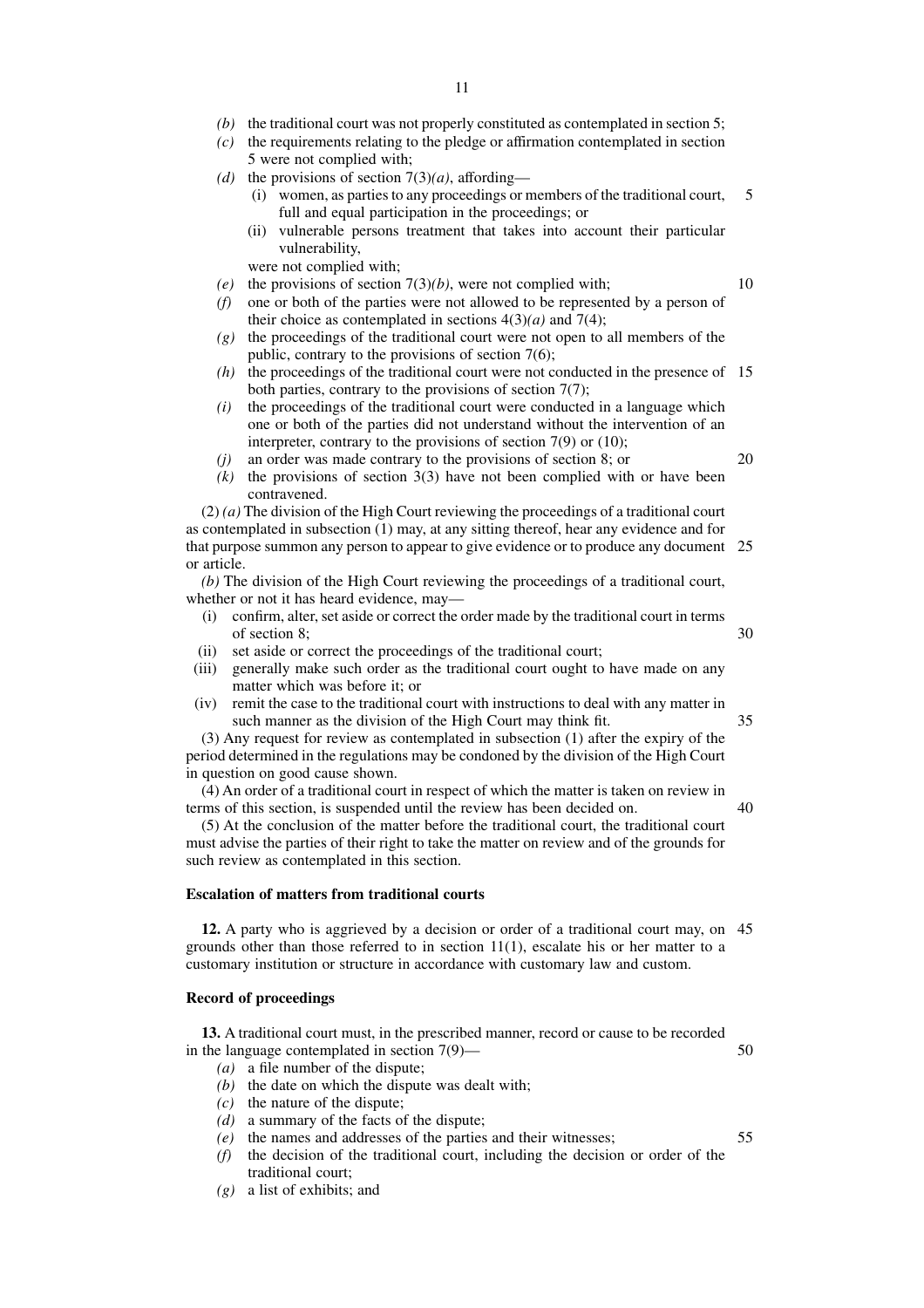(b) the traditional court was not properly constituted as contemplated in section 5;

(c) the requirements relating to the pledge or affirmation contemplated in section 5 were not complied with;

(d) the provisions of section 7(3)*(a)*, affording—

  (i) women, as parties to any proceedings or members of the traditional court, full and equal participation in the proceedings; or

  (ii) vulnerable persons treatment that takes into account their particular vulnerability,

were not complied with;

(e) the provisions of section 7(3)*(b)*, were not complied with;

(f) one or both of the parties were not allowed to be represented by a person of their choice as contemplated in sections 4(3)*(a)* and 7(4);

(g) the proceedings of the traditional court were not open to all members of the public, contrary to the provisions of section 7(6);

(h) the proceedings of the traditional court were not conducted in the presence of both parties, contrary to the provisions of section 7(7);

(i) the proceedings of the traditional court were conducted in a language which one or both of the parties did not understand without the intervention of an interpreter, contrary to the provisions of section 7(9) or (10);

(j) an order was made contrary to the provisions of section 8; or

(k) the provisions of section 3(3) have not been complied with or have been contravened.

(2) *(a)* The division of the High Court reviewing the proceedings of a traditional court as contemplated in subsection (1) may, at any sitting thereof, hear any evidence and for that purpose summon any person to appear to give evidence or to produce any document or article.

*(b)* The division of the High Court reviewing the proceedings of a traditional court, whether or not it has heard evidence, may—

  (i) confirm, alter, set aside or correct the order made by the traditional court in terms of section 8;

  (ii) set aside or correct the proceedings of the traditional court;

  (iii) generally make such order as the traditional court ought to have made on any matter which was before it; or

  (iv) remit the case to the traditional court with instructions to deal with any matter in such manner as the division of the High Court may think fit.

(3) Any request for review as contemplated in subsection (1) after the expiry of the period determined in the regulations may be condoned by the division of the High Court in question on good cause shown.

(4) An order of a traditional court in respect of which the matter is taken on review in terms of this section, is suspended until the review has been decided on.

(5) At the conclusion of the matter before the traditional court, the traditional court must advise the parties of their right to take the matter on review and of the grounds for such review as contemplated in this section.

**Escalation of matters from traditional courts**

**12.** A party who is aggrieved by a decision or order of a traditional court may, on grounds other than those referred to in section 11(1), escalate his or her matter to a customary institution or structure in accordance with customary law and custom.

**Record of proceedings**

**13.** A traditional court must, in the prescribed manner, record or cause to be recorded in the language contemplated in section 7(9)—

(a) a file number of the dispute;

(b) the date on which the dispute was dealt with;

(c) the nature of the dispute;

(d) a summary of the facts of the dispute;

(e) the names and addresses of the parties and their witnesses;

(f) the decision of the traditional court, including the decision or order of the traditional court;

(g) a list of exhibits; and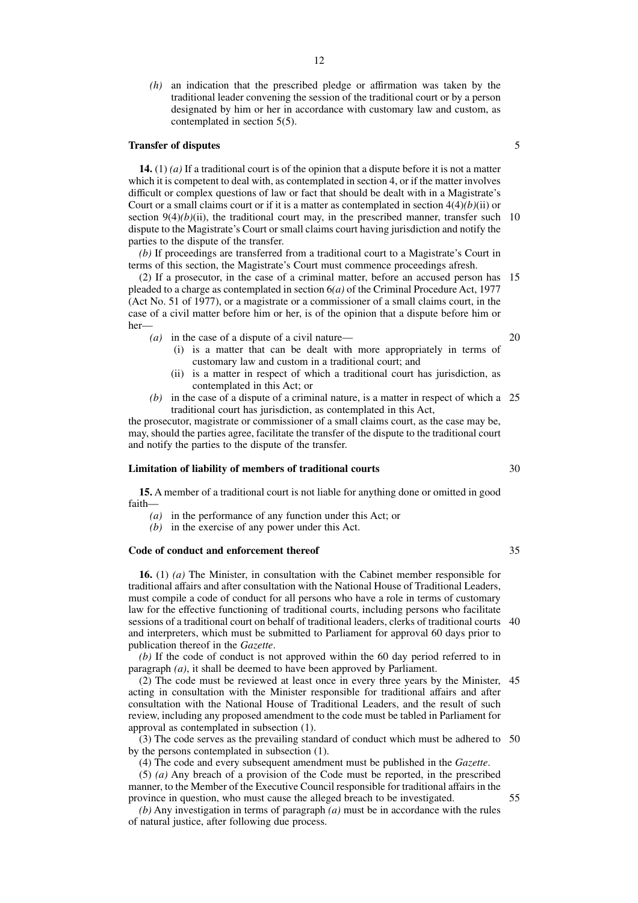*(h)* an indication that the prescribed pledge or affirmation was taken by the traditional leader convening the session of the traditional court or by a person designated by him or her in accordance with customary law and custom, as contemplated in section 5(5).

**Transfer of disputes**

**14.** (1) *(a)* If a traditional court is of the opinion that a dispute before it is not a matter which it is competent to deal with, as contemplated in section 4, or if the matter involves difficult or complex questions of law or fact that should be dealt with in a Magistrate's Court or a small claims court or if it is a matter as contemplated in section 4(4)*(b)*(ii) or section 9(4)*(b)*(ii), the traditional court may, in the prescribed manner, transfer such dispute to the Magistrate's Court or small claims court having jurisdiction and notify the parties to the dispute of the transfer.

*(b)* If proceedings are transferred from a traditional court to a Magistrate's Court in terms of this section, the Magistrate's Court must commence proceedings afresh.

(2) If a prosecutor, in the case of a criminal matter, before an accused person has pleaded to a charge as contemplated in section 6*(a)* of the Criminal Procedure Act, 1977 (Act No. 51 of 1977), or a magistrate or a commissioner of a small claims court, in the case of a civil matter before him or her, is of the opinion that a dispute before him or her—

*(a)* in the case of a dispute of a civil nature—

(i) is a matter that can be dealt with more appropriately in terms of customary law and custom in a traditional court; and

(ii) is a matter in respect of which a traditional court has jurisdiction, as contemplated in this Act; or

*(b)* in the case of a dispute of a criminal nature, is a matter in respect of which a traditional court has jurisdiction, as contemplated in this Act,

the prosecutor, magistrate or commissioner of a small claims court, as the case may be, may, should the parties agree, facilitate the transfer of the dispute to the traditional court and notify the parties to the dispute of the transfer.

**Limitation of liability of members of traditional courts**

**15.** A member of a traditional court is not liable for anything done or omitted in good faith—

*(a)* in the performance of any function under this Act; or

*(b)* in the exercise of any power under this Act.

**Code of conduct and enforcement thereof**

**16.** (1) *(a)* The Minister, in consultation with the Cabinet member responsible for traditional affairs and after consultation with the National House of Traditional Leaders, must compile a code of conduct for all persons who have a role in terms of customary law for the effective functioning of traditional courts, including persons who facilitate sessions of a traditional court on behalf of traditional leaders, clerks of traditional courts and interpreters, which must be submitted to Parliament for approval 60 days prior to publication thereof in the *Gazette*.

*(b)* If the code of conduct is not approved within the 60 day period referred to in paragraph *(a)*, it shall be deemed to have been approved by Parliament.

(2) The code must be reviewed at least once in every three years by the Minister, acting in consultation with the Minister responsible for traditional affairs and after consultation with the National House of Traditional Leaders, and the result of such review, including any proposed amendment to the code must be tabled in Parliament for approval as contemplated in subsection (1).

(3) The code serves as the prevailing standard of conduct which must be adhered to by the persons contemplated in subsection (1).

(4) The code and every subsequent amendment must be published in the *Gazette*.

(5) *(a)* Any breach of a provision of the Code must be reported, in the prescribed manner, to the Member of the Executive Council responsible for traditional affairs in the province in question, who must cause the alleged breach to be investigated.

*(b)* Any investigation in terms of paragraph *(a)* must be in accordance with the rules of natural justice, after following due process.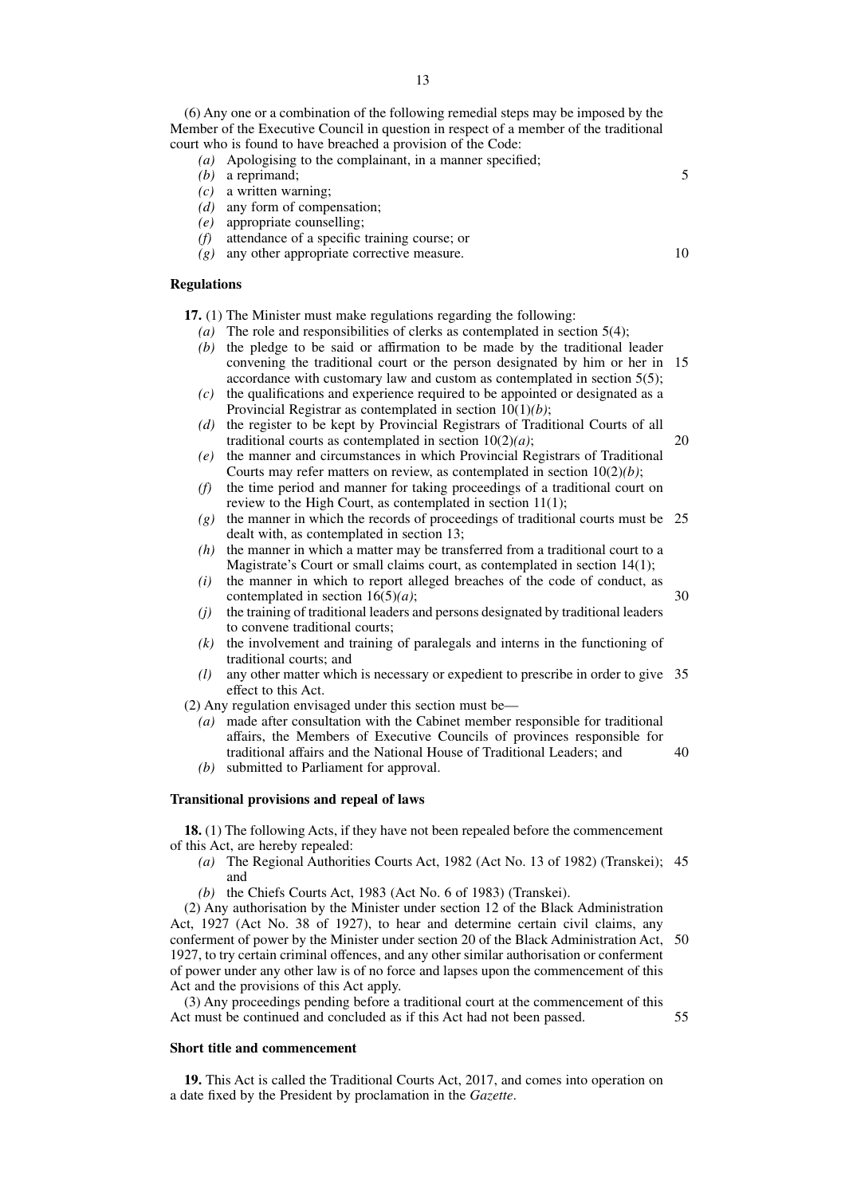(6) Any one or a combination of the following remedial steps may be imposed by the Member of the Executive Council in question in respect of a member of the traditional court who is found to have breached a provision of the Code:

*(a)* Apologising to the complainant, in a manner specified;
*(b)* a reprimand;
*(c)* a written warning;
*(d)* any form of compensation;
*(e)* appropriate counselling;
*(f)* attendance of a specific training course; or
*(g)* any other appropriate corrective measure.

**Regulations**

**17.** (1) The Minister must make regulations regarding the following:

*(a)* The role and responsibilities of clerks as contemplated in section 5(4);
*(b)* the pledge to be said or affirmation to be made by the traditional leader convening the traditional court or the person designated by him or her in accordance with customary law and custom as contemplated in section 5(5);
*(c)* the qualifications and experience required to be appointed or designated as a Provincial Registrar as contemplated in section 10(1)*(b)*;
*(d)* the register to be kept by Provincial Registrars of Traditional Courts of all traditional courts as contemplated in section 10(2)*(a)*;
*(e)* the manner and circumstances in which Provincial Registrars of Traditional Courts may refer matters on review, as contemplated in section 10(2)*(b)*;
*(f)* the time period and manner for taking proceedings of a traditional court on review to the High Court, as contemplated in section 11(1);
*(g)* the manner in which the records of proceedings of traditional courts must be dealt with, as contemplated in section 13;
*(h)* the manner in which a matter may be transferred from a traditional court to a Magistrate's Court or small claims court, as contemplated in section 14(1);
*(i)* the manner in which to report alleged breaches of the code of conduct, as contemplated in section 16(5)*(a)*;
*(j)* the training of traditional leaders and persons designated by traditional leaders to convene traditional courts;
*(k)* the involvement and training of paralegals and interns in the functioning of traditional courts; and
*(l)* any other matter which is necessary or expedient to prescribe in order to give effect to this Act.

(2) Any regulation envisaged under this section must be—

*(a)* made after consultation with the Cabinet member responsible for traditional affairs, the Members of Executive Councils of provinces responsible for traditional affairs and the National House of Traditional Leaders; and
*(b)* submitted to Parliament for approval.

**Transitional provisions and repeal of laws**

**18.** (1) The following Acts, if they have not been repealed before the commencement of this Act, are hereby repealed:

*(a)* The Regional Authorities Courts Act, 1982 (Act No. 13 of 1982) (Transkei); and
*(b)* the Chiefs Courts Act, 1983 (Act No. 6 of 1983) (Transkei).

(2) Any authorisation by the Minister under section 12 of the Black Administration Act, 1927 (Act No. 38 of 1927), to hear and determine certain civil claims, any conferment of power by the Minister under section 20 of the Black Administration Act, 1927, to try certain criminal offences, and any other similar authorisation or conferment of power under any other law is of no force and lapses upon the commencement of this Act and the provisions of this Act apply.

(3) Any proceedings pending before a traditional court at the commencement of this Act must be continued and concluded as if this Act had not been passed.

**Short title and commencement**

**19.** This Act is called the Traditional Courts Act, 2017, and comes into operation on a date fixed by the President by proclamation in the *Gazette*.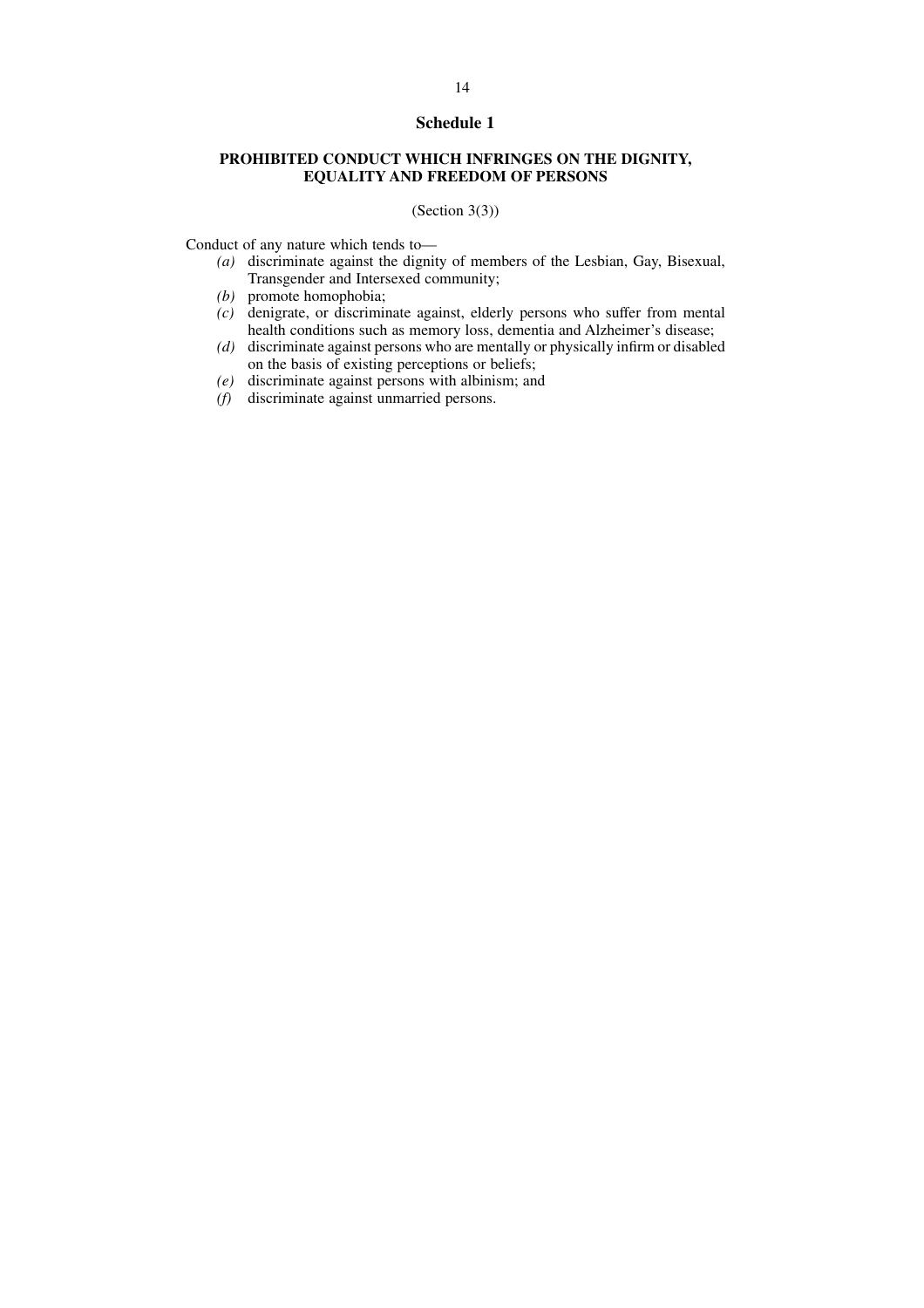## Schedule 1

### PROHIBITED CONDUCT WHICH INFRINGES ON THE DIGNITY, EQUALITY AND FREEDOM OF PERSONS

(Section 3(3))

Conduct of any nature which tends to—

- *(a)* discriminate against the dignity of members of the Lesbian, Gay, Bisexual, Transgender and Intersexed community;
- *(b)* promote homophobia;
- *(c)* denigrate, or discriminate against, elderly persons who suffer from mental health conditions such as memory loss, dementia and Alzheimer's disease;
- *(d)* discriminate against persons who are mentally or physically infirm or disabled on the basis of existing perceptions or beliefs;
- *(e)* discriminate against persons with albinism; and
- *(f)* discriminate against unmarried persons.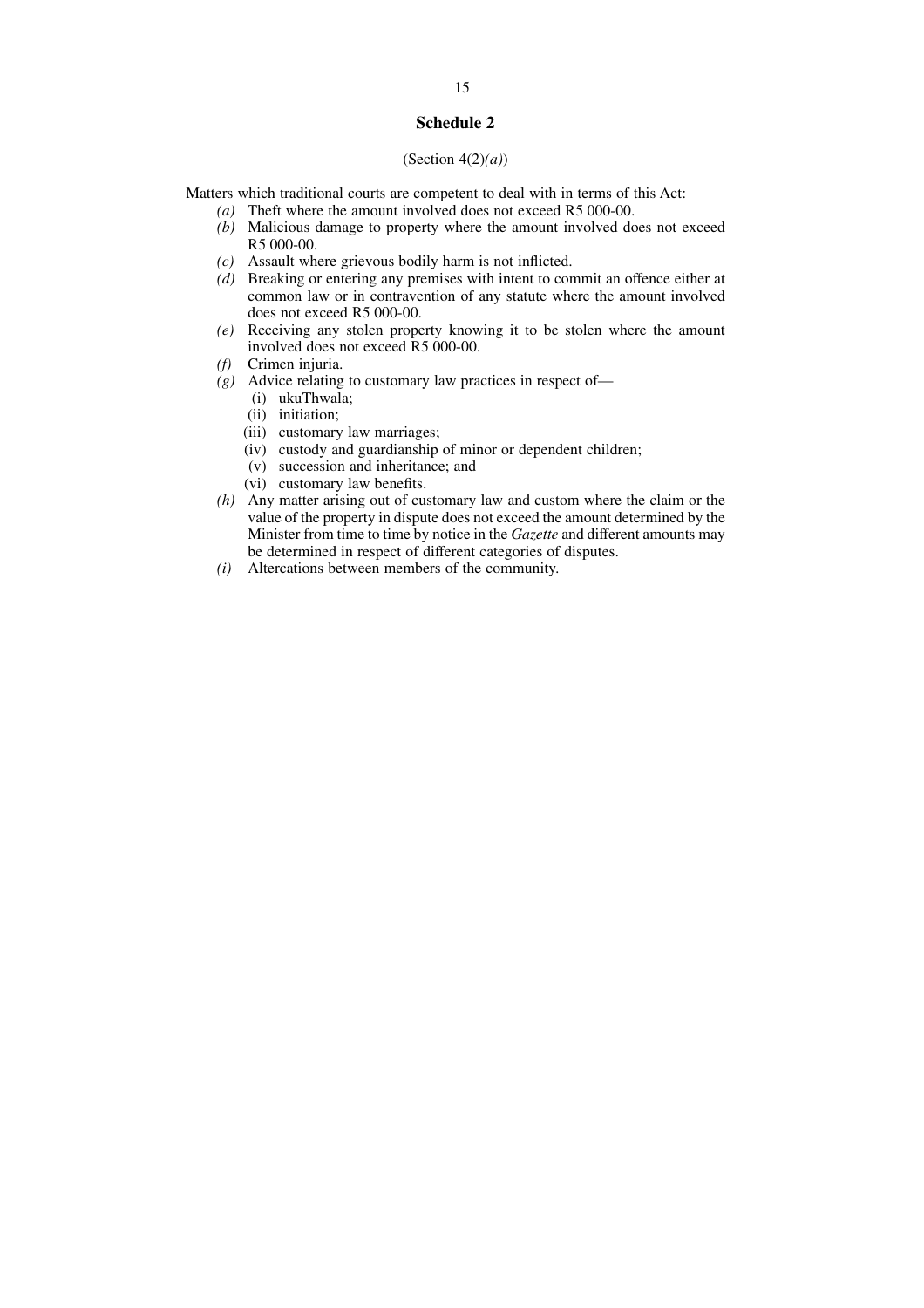## Schedule 2

(Section 4(2)*(a)*)

Matters which traditional courts are competent to deal with in terms of this Act:

*(a)* Theft where the amount involved does not exceed R5 000-00.

*(b)* Malicious damage to property where the amount involved does not exceed R5 000-00.

*(c)* Assault where grievous bodily harm is not inflicted.

*(d)* Breaking or entering any premises with intent to commit an offence either at common law or in contravention of any statute where the amount involved does not exceed R5 000-00.

*(e)* Receiving any stolen property knowing it to be stolen where the amount involved does not exceed R5 000-00.

*(f)* Crimen injuria.

*(g)* Advice relating to customary law practices in respect of—

- (i) ukuThwala;
- (ii) initiation;
- (iii) customary law marriages;
- (iv) custody and guardianship of minor or dependent children;
- (v) succession and inheritance; and
- (vi) customary law benefits.

*(h)* Any matter arising out of customary law and custom where the claim or the value of the property in dispute does not exceed the amount determined by the Minister from time to time by notice in the *Gazette* and different amounts may be determined in respect of different categories of disputes.

*(i)* Altercations between members of the community.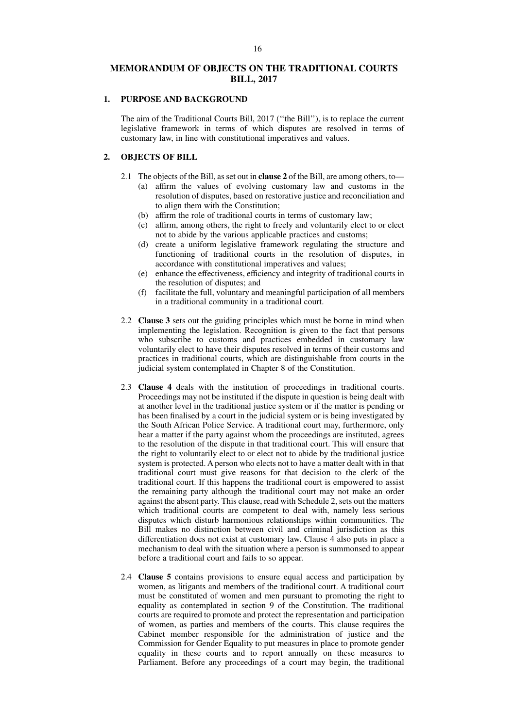# MEMORANDUM OF OBJECTS ON THE TRADITIONAL COURTS BILL, 2017

## 1. PURPOSE AND BACKGROUND

The aim of the Traditional Courts Bill, 2017 (''the Bill''), is to replace the current legislative framework in terms of which disputes are resolved in terms of customary law, in line with constitutional imperatives and values.

## 2. OBJECTS OF BILL

2.1 The objects of the Bill, as set out in **clause 2** of the Bill, are among others, to—

- (a) affirm the values of evolving customary law and customs in the resolution of disputes, based on restorative justice and reconciliation and to align them with the Constitution;
- (b) affirm the role of traditional courts in terms of customary law;
- (c) affirm, among others, the right to freely and voluntarily elect to or elect not to abide by the various applicable practices and customs;
- (d) create a uniform legislative framework regulating the structure and functioning of traditional courts in the resolution of disputes, in accordance with constitutional imperatives and values;
- (e) enhance the effectiveness, efficiency and integrity of traditional courts in the resolution of disputes; and
- (f) facilitate the full, voluntary and meaningful participation of all members in a traditional community in a traditional court.

2.2 **Clause 3** sets out the guiding principles which must be borne in mind when implementing the legislation. Recognition is given to the fact that persons who subscribe to customs and practices embedded in customary law voluntarily elect to have their disputes resolved in terms of their customs and practices in traditional courts, which are distinguishable from courts in the judicial system contemplated in Chapter 8 of the Constitution.

2.3 **Clause 4** deals with the institution of proceedings in traditional courts. Proceedings may not be instituted if the dispute in question is being dealt with at another level in the traditional justice system or if the matter is pending or has been finalised by a court in the judicial system or is being investigated by the South African Police Service. A traditional court may, furthermore, only hear a matter if the party against whom the proceedings are instituted, agrees to the resolution of the dispute in that traditional court. This will ensure that the right to voluntarily elect to or elect not to abide by the traditional justice system is protected. A person who elects not to have a matter dealt with in that traditional court must give reasons for that decision to the clerk of the traditional court. If this happens the traditional court is empowered to assist the remaining party although the traditional court may not make an order against the absent party. This clause, read with Schedule 2, sets out the matters which traditional courts are competent to deal with, namely less serious disputes which disturb harmonious relationships within communities. The Bill makes no distinction between civil and criminal jurisdiction as this differentiation does not exist at customary law. Clause 4 also puts in place a mechanism to deal with the situation where a person is summonsed to appear before a traditional court and fails to so appear.

2.4 **Clause 5** contains provisions to ensure equal access and participation by women, as litigants and members of the traditional court. A traditional court must be constituted of women and men pursuant to promoting the right to equality as contemplated in section 9 of the Constitution. The traditional courts are required to promote and protect the representation and participation of women, as parties and members of the courts. This clause requires the Cabinet member responsible for the administration of justice and the Commission for Gender Equality to put measures in place to promote gender equality in these courts and to report annually on these measures to Parliament. Before any proceedings of a court may begin, the traditional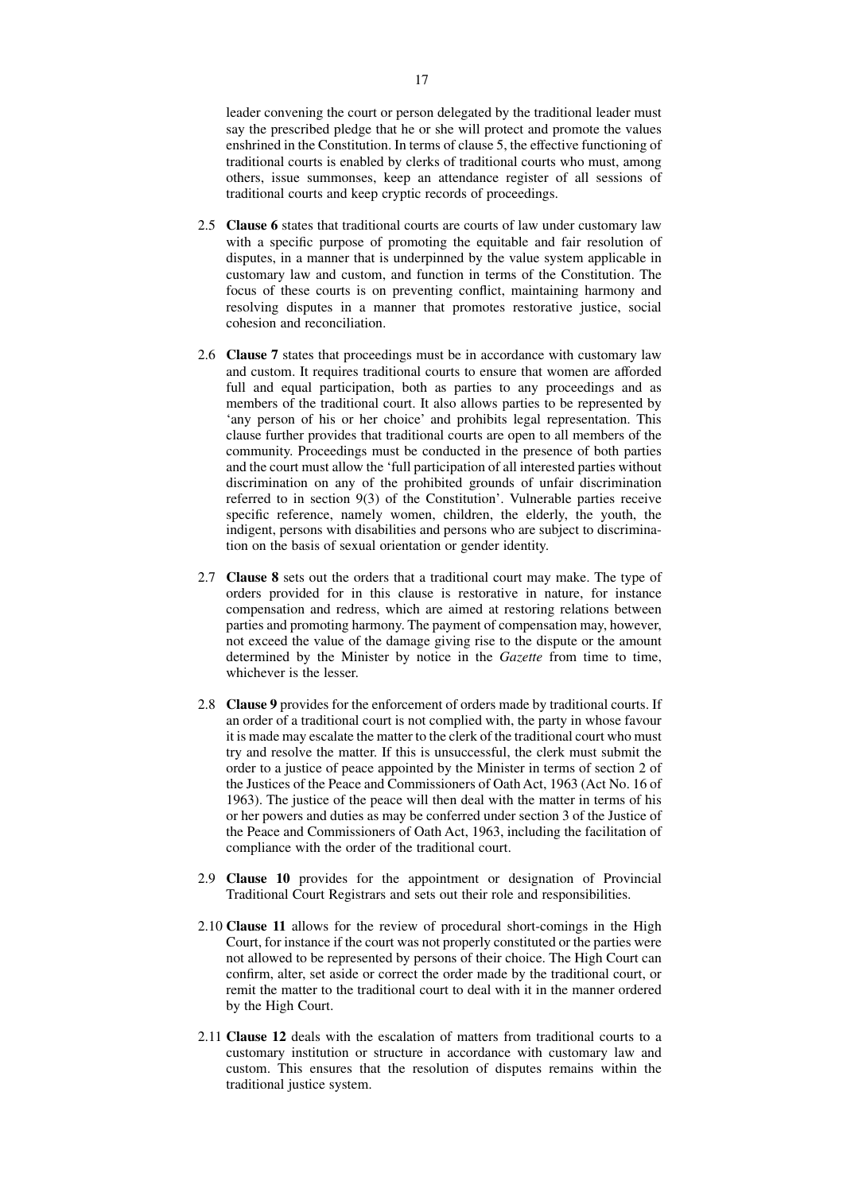leader convening the court or person delegated by the traditional leader must say the prescribed pledge that he or she will protect and promote the values enshrined in the Constitution. In terms of clause 5, the effective functioning of traditional courts is enabled by clerks of traditional courts who must, among others, issue summonses, keep an attendance register of all sessions of traditional courts and keep cryptic records of proceedings.

2.5 **Clause 6** states that traditional courts are courts of law under customary law with a specific purpose of promoting the equitable and fair resolution of disputes, in a manner that is underpinned by the value system applicable in customary law and custom, and function in terms of the Constitution. The focus of these courts is on preventing conflict, maintaining harmony and resolving disputes in a manner that promotes restorative justice, social cohesion and reconciliation.

2.6 **Clause 7** states that proceedings must be in accordance with customary law and custom. It requires traditional courts to ensure that women are afforded full and equal participation, both as parties to any proceedings and as members of the traditional court. It also allows parties to be represented by 'any person of his or her choice' and prohibits legal representation. This clause further provides that traditional courts are open to all members of the community. Proceedings must be conducted in the presence of both parties and the court must allow the 'full participation of all interested parties without discrimination on any of the prohibited grounds of unfair discrimination referred to in section 9(3) of the Constitution'. Vulnerable parties receive specific reference, namely women, children, the elderly, the youth, the indigent, persons with disabilities and persons who are subject to discrimination on the basis of sexual orientation or gender identity.

2.7 **Clause 8** sets out the orders that a traditional court may make. The type of orders provided for in this clause is restorative in nature, for instance compensation and redress, which are aimed at restoring relations between parties and promoting harmony. The payment of compensation may, however, not exceed the value of the damage giving rise to the dispute or the amount determined by the Minister by notice in the *Gazette* from time to time, whichever is the lesser.

2.8 **Clause 9** provides for the enforcement of orders made by traditional courts. If an order of a traditional court is not complied with, the party in whose favour it is made may escalate the matter to the clerk of the traditional court who must try and resolve the matter. If this is unsuccessful, the clerk must submit the order to a justice of peace appointed by the Minister in terms of section 2 of the Justices of the Peace and Commissioners of Oath Act, 1963 (Act No. 16 of 1963). The justice of the peace will then deal with the matter in terms of his or her powers and duties as may be conferred under section 3 of the Justice of the Peace and Commissioners of Oath Act, 1963, including the facilitation of compliance with the order of the traditional court.

2.9 **Clause 10** provides for the appointment or designation of Provincial Traditional Court Registrars and sets out their role and responsibilities.

2.10 **Clause 11** allows for the review of procedural short-comings in the High Court, for instance if the court was not properly constituted or the parties were not allowed to be represented by persons of their choice. The High Court can confirm, alter, set aside or correct the order made by the traditional court, or remit the matter to the traditional court to deal with it in the manner ordered by the High Court.

2.11 **Clause 12** deals with the escalation of matters from traditional courts to a customary institution or structure in accordance with customary law and custom. This ensures that the resolution of disputes remains within the traditional justice system.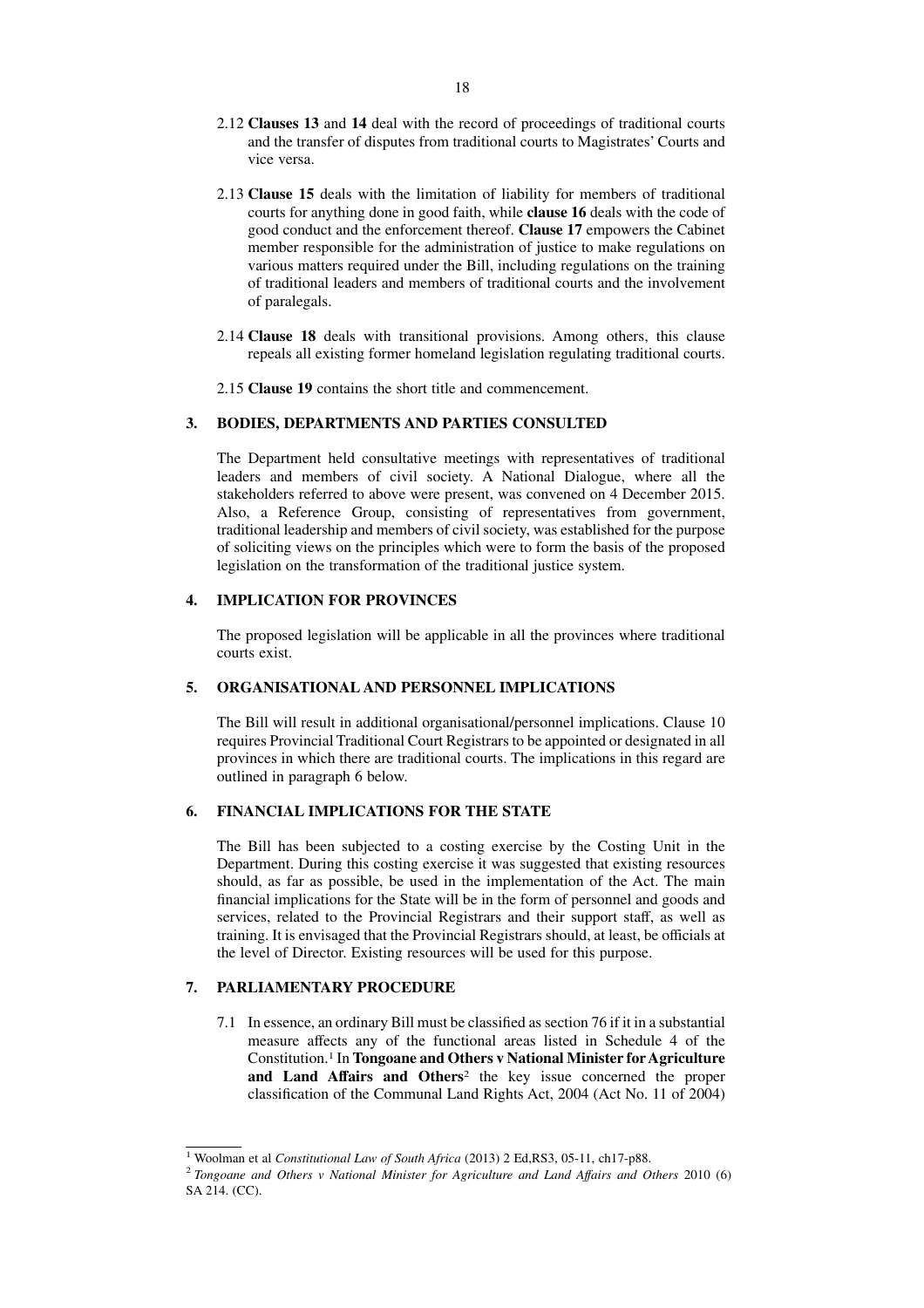2.12 **Clauses 13** and **14** deal with the record of proceedings of traditional courts and the transfer of disputes from traditional courts to Magistrates' Courts and vice versa.

2.13 **Clause 15** deals with the limitation of liability for members of traditional courts for anything done in good faith, while **clause 16** deals with the code of good conduct and the enforcement thereof. **Clause 17** empowers the Cabinet member responsible for the administration of justice to make regulations on various matters required under the Bill, including regulations on the training of traditional leaders and members of traditional courts and the involvement of paralegals.

2.14 **Clause 18** deals with transitional provisions. Among others, this clause repeals all existing former homeland legislation regulating traditional courts.

2.15 **Clause 19** contains the short title and commencement.

## 3. BODIES, DEPARTMENTS AND PARTIES CONSULTED

The Department held consultative meetings with representatives of traditional leaders and members of civil society. A National Dialogue, where all the stakeholders referred to above were present, was convened on 4 December 2015. Also, a Reference Group, consisting of representatives from government, traditional leadership and members of civil society, was established for the purpose of soliciting views on the principles which were to form the basis of the proposed legislation on the transformation of the traditional justice system.

## 4. IMPLICATION FOR PROVINCES

The proposed legislation will be applicable in all the provinces where traditional courts exist.

## 5. ORGANISATIONAL AND PERSONNEL IMPLICATIONS

The Bill will result in additional organisational/personnel implications. Clause 10 requires Provincial Traditional Court Registrars to be appointed or designated in all provinces in which there are traditional courts. The implications in this regard are outlined in paragraph 6 below.

## 6. FINANCIAL IMPLICATIONS FOR THE STATE

The Bill has been subjected to a costing exercise by the Costing Unit in the Department. During this costing exercise it was suggested that existing resources should, as far as possible, be used in the implementation of the Act. The main financial implications for the State will be in the form of personnel and goods and services, related to the Provincial Registrars and their support staff, as well as training. It is envisaged that the Provincial Registrars should, at least, be officials at the level of Director. Existing resources will be used for this purpose.

## 7. PARLIAMENTARY PROCEDURE

7.1 In essence, an ordinary Bill must be classified as section 76 if it in a substantial measure affects any of the functional areas listed in Schedule 4 of the Constitution.[1] In **Tongoane and Others v National Minister for Agriculture and Land Affairs and Others**[2] the key issue concerned the proper classification of the Communal Land Rights Act, 2004 (Act No. 11 of 2004)

---

[1] Woolman et al *Constitutional Law of South Africa* (2013) 2 Ed,RS3, 05-11, ch17-p88.

[2] *Tongoane and Others v National Minister for Agriculture and Land Affairs and Others* 2010 (6) SA 214. (CC).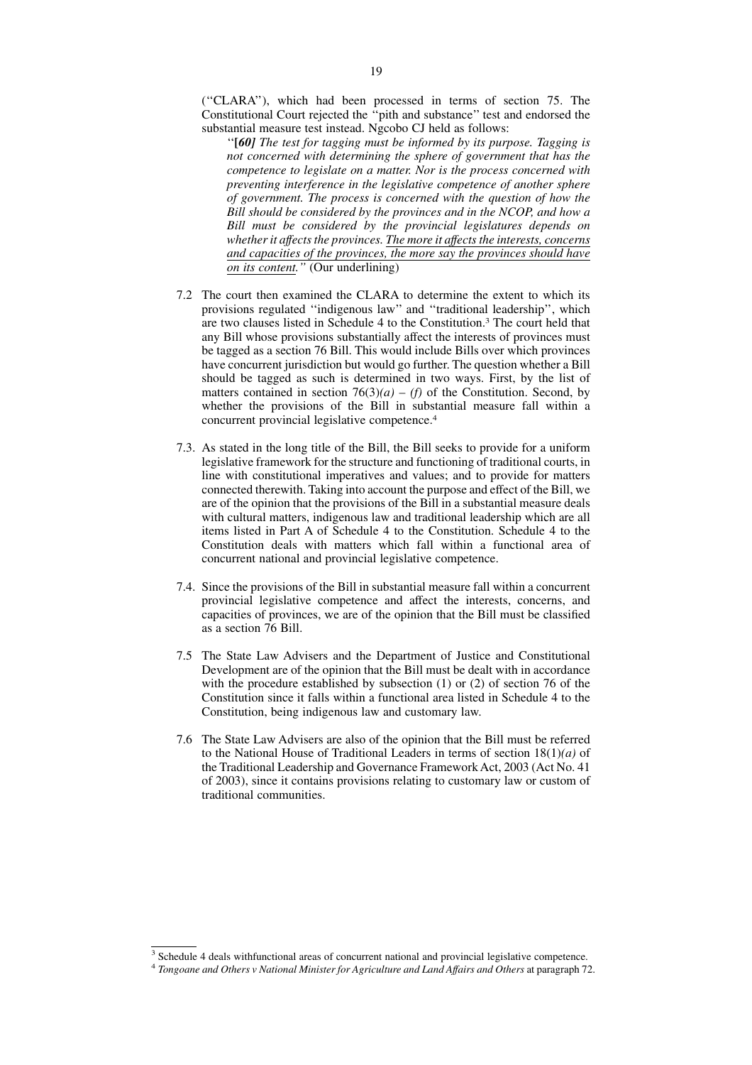("CLARA"), which had been processed in terms of section 75. The Constitutional Court rejected the "pith and substance" test and endorsed the substantial measure test instead. Ngcobo CJ held as follows:

> "**[*60*]** *The test for tagging must be informed by its purpose. Tagging is not concerned with determining the sphere of government that has the competence to legislate on a matter. Nor is the process concerned with preventing interference in the legislative competence of another sphere of government. The process is concerned with the question of how the Bill should be considered by the provinces and in the NCOP, and how a Bill must be considered by the provincial legislatures depends on whether it affects the provinces. <u>The more it affects the interests, concerns and capacities of the provinces, the more say the provinces should have on its content.</u>"* (Our underlining)

7.2 The court then examined the CLARA to determine the extent to which its provisions regulated "indigenous law" and "traditional leadership", which are two clauses listed in Schedule 4 to the Constitution.[3] The court held that any Bill whose provisions substantially affect the interests of provinces must be tagged as a section 76 Bill. This would include Bills over which provinces have concurrent jurisdiction but would go further. The question whether a Bill should be tagged as such is determined in two ways. First, by the list of matters contained in section 76(3)*(a)* – *(f)* of the Constitution. Second, by whether the provisions of the Bill in substantial measure fall within a concurrent provincial legislative competence.[4]

7.3. As stated in the long title of the Bill, the Bill seeks to provide for a uniform legislative framework for the structure and functioning of traditional courts, in line with constitutional imperatives and values; and to provide for matters connected therewith. Taking into account the purpose and effect of the Bill, we are of the opinion that the provisions of the Bill in a substantial measure deals with cultural matters, indigenous law and traditional leadership which are all items listed in Part A of Schedule 4 to the Constitution. Schedule 4 to the Constitution deals with matters which fall within a functional area of concurrent national and provincial legislative competence.

7.4. Since the provisions of the Bill in substantial measure fall within a concurrent provincial legislative competence and affect the interests, concerns, and capacities of provinces, we are of the opinion that the Bill must be classified as a section 76 Bill.

7.5 The State Law Advisers and the Department of Justice and Constitutional Development are of the opinion that the Bill must be dealt with in accordance with the procedure established by subsection (1) or (2) of section 76 of the Constitution since it falls within a functional area listed in Schedule 4 to the Constitution, being indigenous law and customary law.

7.6 The State Law Advisers are also of the opinion that the Bill must be referred to the National House of Traditional Leaders in terms of section 18(1)*(a)* of the Traditional Leadership and Governance Framework Act, 2003 (Act No. 41 of 2003), since it contains provisions relating to customary law or custom of traditional communities.

---

[3] Schedule 4 deals withfunctional areas of concurrent national and provincial legislative competence.

[4] *Tongoane and Others v National Minister for Agriculture and Land Affairs and Others* at paragraph 72.